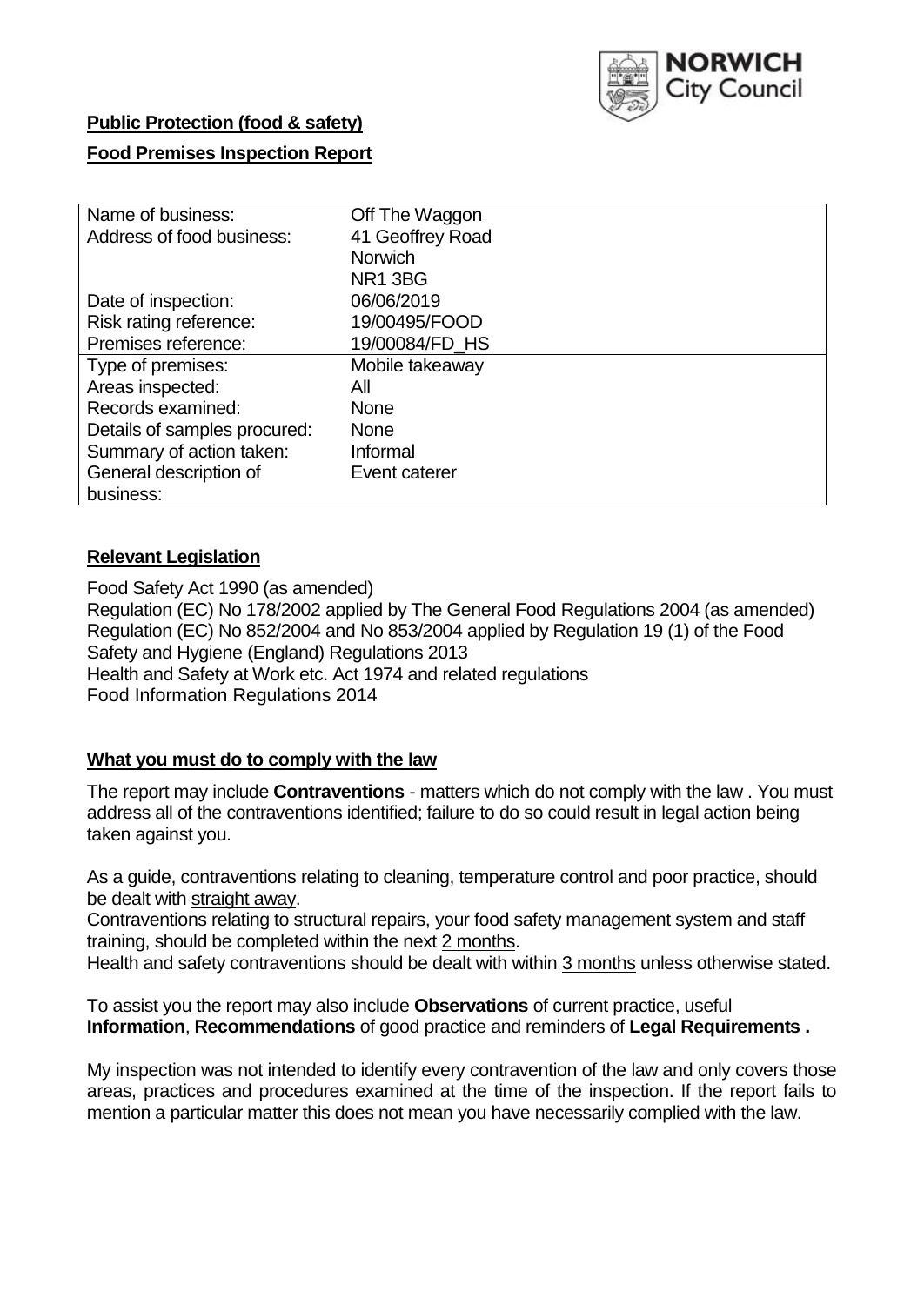**Public Protection (food & safety)**

**Food Premises Inspection Report**

| Name of business: | Off The Waggon |
|---|---|
| Address of food business: | 41 Geoffrey Road<br>Norwich<br>NR1 3BG |
| Date of inspection: | 06/06/2019 |
| Risk rating reference: | 19/00495/FOOD |
| Premises reference: | 19/00084/FD_HS |
| Type of premises: | Mobile takeaway |
| Areas inspected: | All |
| Records examined: | None |
| Details of samples procured: | None |
| Summary of action taken: | Informal |
| General description of business: | Event caterer |

## Relevant Legislation

Food Safety Act 1990 (as amended)
Regulation (EC) No 178/2002 applied by The General Food Regulations 2004 (as amended)
Regulation (EC) No 852/2004 and No 853/2004 applied by Regulation 19 (1) of the Food Safety and Hygiene (England) Regulations 2013
Health and Safety at Work etc. Act 1974 and related regulations
Food Information Regulations 2014

## What you must do to comply with the law

The report may include **Contraventions** - matters which do not comply with the law . You must address all of the contraventions identified; failure to do so could result in legal action being taken against you.

As a guide, contraventions relating to cleaning, temperature control and poor practice, should be dealt with straight away.

Contraventions relating to structural repairs, your food safety management system and staff training, should be completed within the next 2 months.

Health and safety contraventions should be dealt with within 3 months unless otherwise stated.

To assist you the report may also include **Observations** of current practice, useful **Information**, **Recommendations** of good practice and reminders of **Legal Requirements .**

My inspection was not intended to identify every contravention of the law and only covers those areas, practices and procedures examined at the time of the inspection. If the report fails to mention a particular matter this does not mean you have necessarily complied with the law.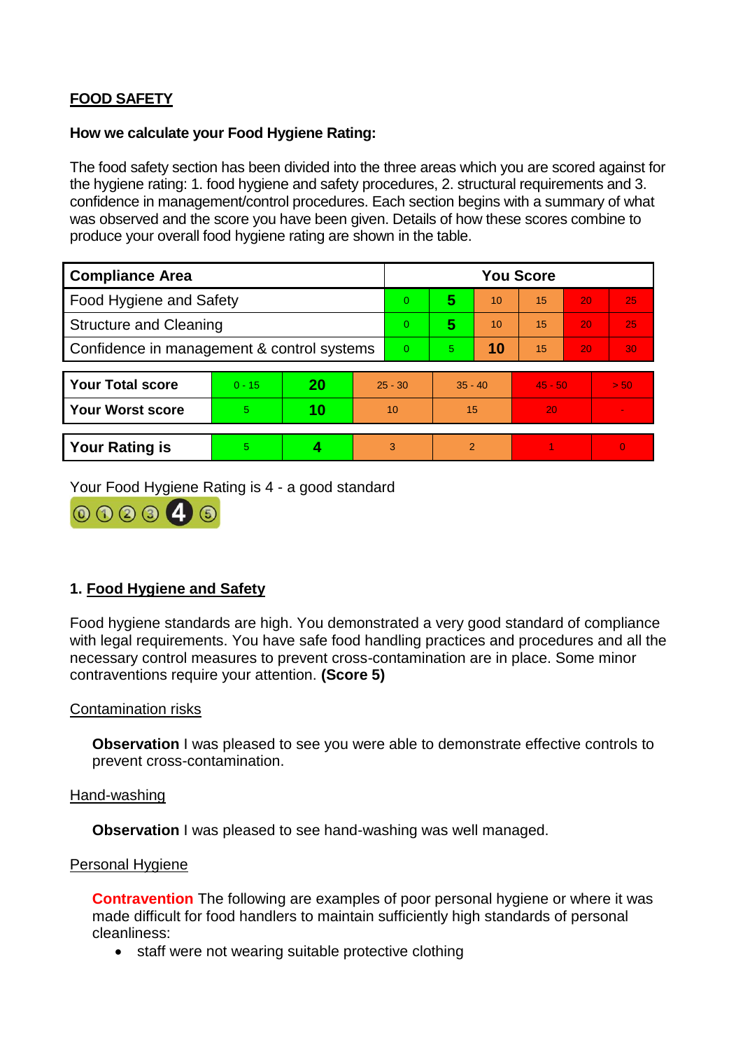## FOOD SAFETY

**How we calculate your Food Hygiene Rating:**

The food safety section has been divided into the three areas which you are scored against for the hygiene rating: 1. food hygiene and safety procedures, 2. structural requirements and 3. confidence in management/control procedures. Each section begins with a summary of what was observed and the score you have been given. Details of how these scores combine to produce your overall food hygiene rating are shown in the table.

| Compliance Area | You Score | | | | | |
|---|---|---|---|---|---|---|
| Food Hygiene and Safety | 0 | **5** | 10 | 15 | 20 | 25 |
| Structure and Cleaning | 0 | **5** | 10 | 15 | 20 | 25 |
| Confidence in management & control systems | 0 | 5 | **10** | 15 | 20 | 30 |

| | | | | | | |
|---|---|---|---|---|---|---|
| **Your Total score** | 0 - 15 | **20** | 25 - 30 | 35 - 40 | 45 - 50 | > 50 |
| **Your Worst score** | 5 | **10** | 10 | 15 | 20 | - |

| | | | | | | |
|---|---|---|---|---|---|---|
| **Your Rating is** | 5 | **4** | 3 | 2 | 1 | 0 |

Your Food Hygiene Rating is 4 - a good standard

### 1. Food Hygiene and Safety

Food hygiene standards are high. You demonstrated a very good standard of compliance with legal requirements. You have safe food handling practices and procedures and all the necessary control measures to prevent cross-contamination are in place. Some minor contraventions require your attention. **(Score 5)**

Contamination risks

**Observation** I was pleased to see you were able to demonstrate effective controls to prevent cross-contamination.

Hand-washing

**Observation** I was pleased to see hand-washing was well managed.

Personal Hygiene

**Contravention** The following are examples of poor personal hygiene or where it was made difficult for food handlers to maintain sufficiently high standards of personal cleanliness:

- staff were not wearing suitable protective clothing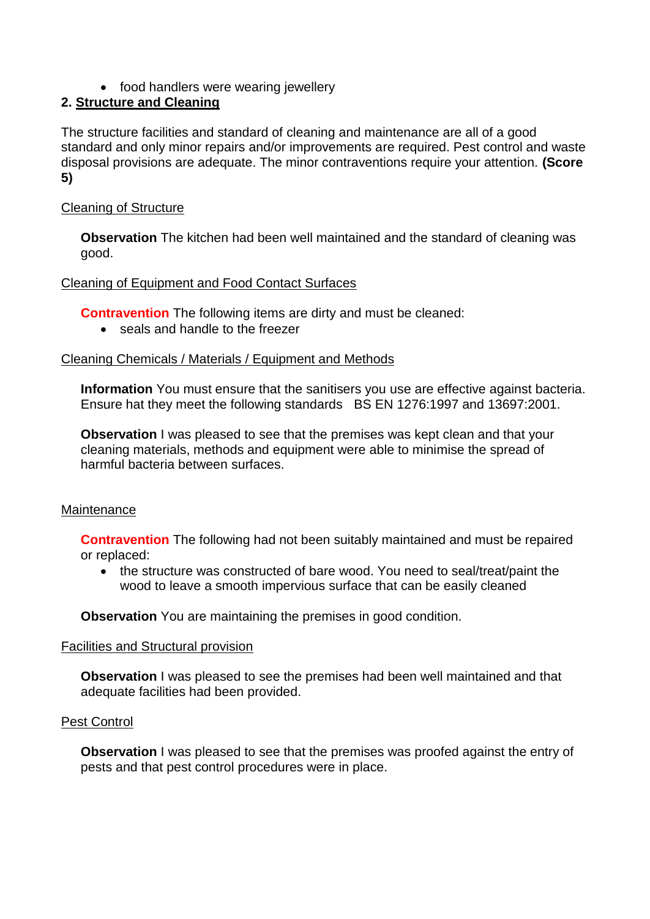- food handlers were wearing jewellery

## 2. Structure and Cleaning

The structure facilities and standard of cleaning and maintenance are all of a good standard and only minor repairs and/or improvements are required. Pest control and waste disposal provisions are adequate. The minor contraventions require your attention. **(Score 5)**

Cleaning of Structure

**Observation** The kitchen had been well maintained and the standard of cleaning was good.

Cleaning of Equipment and Food Contact Surfaces

**Contravention** The following items are dirty and must be cleaned:

- seals and handle to the freezer

Cleaning Chemicals / Materials / Equipment and Methods

**Information** You must ensure that the sanitisers you use are effective against bacteria. Ensure hat they meet the following standards BS EN 1276:1997 and 13697:2001.

**Observation** I was pleased to see that the premises was kept clean and that your cleaning materials, methods and equipment were able to minimise the spread of harmful bacteria between surfaces.

Maintenance

**Contravention** The following had not been suitably maintained and must be repaired or replaced:

- the structure was constructed of bare wood. You need to seal/treat/paint the wood to leave a smooth impervious surface that can be easily cleaned

**Observation** You are maintaining the premises in good condition.

Facilities and Structural provision

**Observation** I was pleased to see the premises had been well maintained and that adequate facilities had been provided.

Pest Control

**Observation** I was pleased to see that the premises was proofed against the entry of pests and that pest control procedures were in place.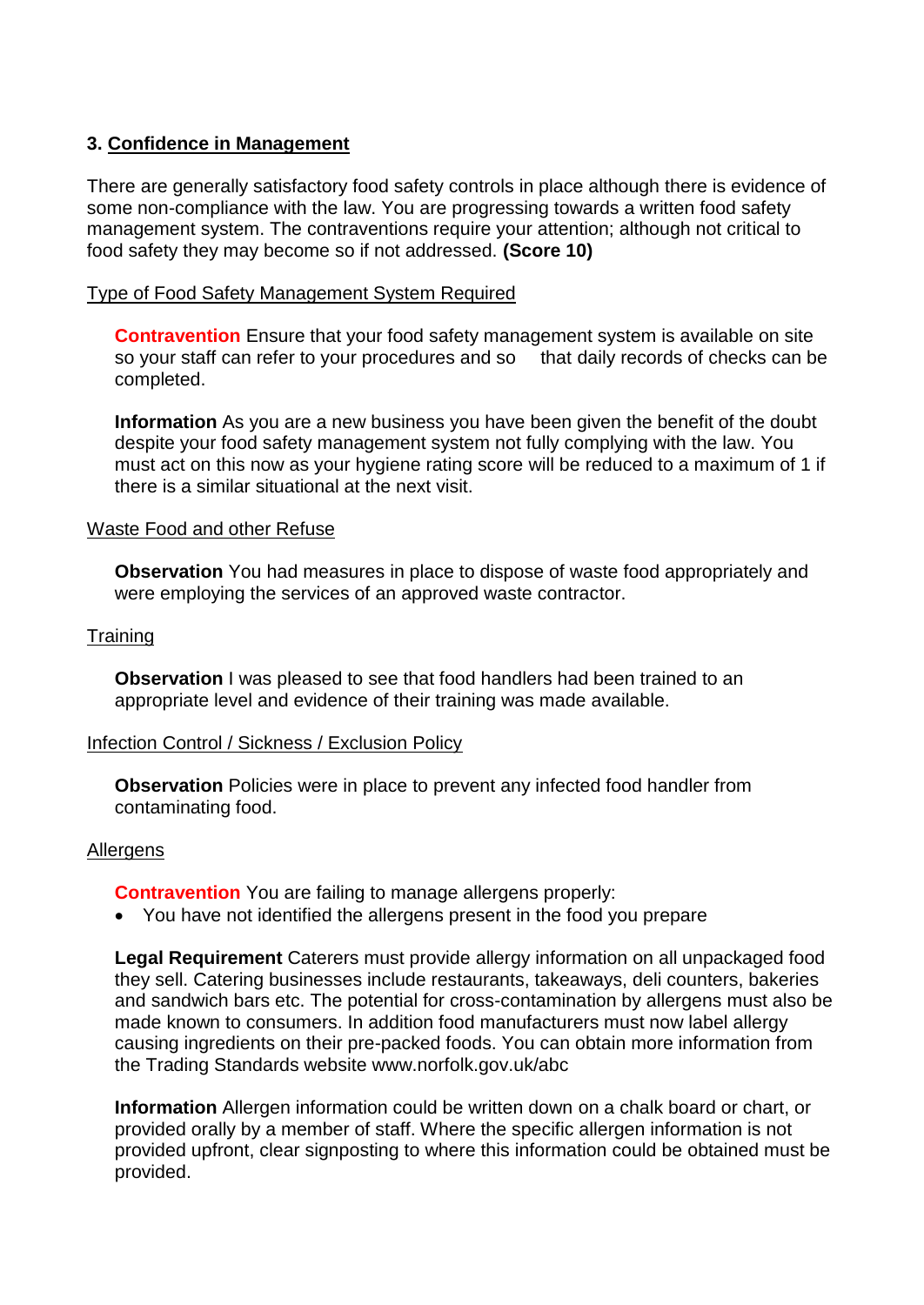### 3. Confidence in Management

There are generally satisfactory food safety controls in place although there is evidence of some non-compliance with the law. You are progressing towards a written food safety management system. The contraventions require your attention; although not critical to food safety they may become so if not addressed. **(Score 10)**

Type of Food Safety Management System Required

**Contravention** Ensure that your food safety management system is available on site so your staff can refer to your procedures and so that daily records of checks can be completed.

**Information** As you are a new business you have been given the benefit of the doubt despite your food safety management system not fully complying with the law. You must act on this now as your hygiene rating score will be reduced to a maximum of 1 if there is a similar situational at the next visit.

Waste Food and other Refuse

**Observation** You had measures in place to dispose of waste food appropriately and were employing the services of an approved waste contractor.

Training

**Observation** I was pleased to see that food handlers had been trained to an appropriate level and evidence of their training was made available.

Infection Control / Sickness / Exclusion Policy

**Observation** Policies were in place to prevent any infected food handler from contaminating food.

Allergens

**Contravention** You are failing to manage allergens properly:

- You have not identified the allergens present in the food you prepare

**Legal Requirement** Caterers must provide allergy information on all unpackaged food they sell. Catering businesses include restaurants, takeaways, deli counters, bakeries and sandwich bars etc. The potential for cross-contamination by allergens must also be made known to consumers. In addition food manufacturers must now label allergy causing ingredients on their pre-packed foods. You can obtain more information from the Trading Standards website www.norfolk.gov.uk/abc

**Information** Allergen information could be written down on a chalk board or chart, or provided orally by a member of staff. Where the specific allergen information is not provided upfront, clear signposting to where this information could be obtained must be provided.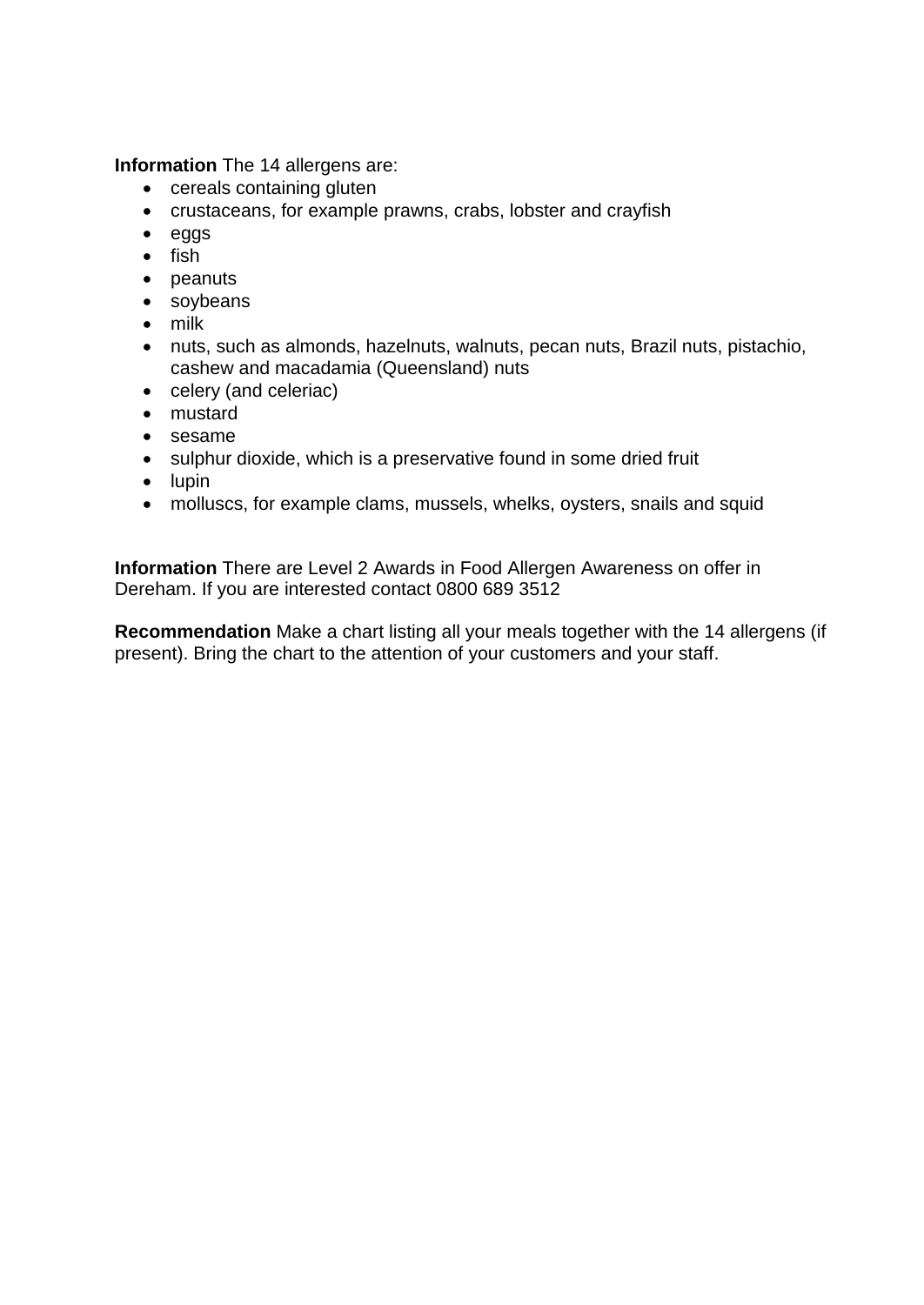**Information** The 14 allergens are:

- cereals containing gluten
- crustaceans, for example prawns, crabs, lobster and crayfish
- eggs
- fish
- peanuts
- soybeans
- milk
- nuts, such as almonds, hazelnuts, walnuts, pecan nuts, Brazil nuts, pistachio, cashew and macadamia (Queensland) nuts
- celery (and celeriac)
- mustard
- sesame
- sulphur dioxide, which is a preservative found in some dried fruit
- lupin
- molluscs, for example clams, mussels, whelks, oysters, snails and squid

**Information** There are Level 2 Awards in Food Allergen Awareness on offer in Dereham. If you are interested contact 0800 689 3512

**Recommendation** Make a chart listing all your meals together with the 14 allergens (if present). Bring the chart to the attention of your customers and your staff.